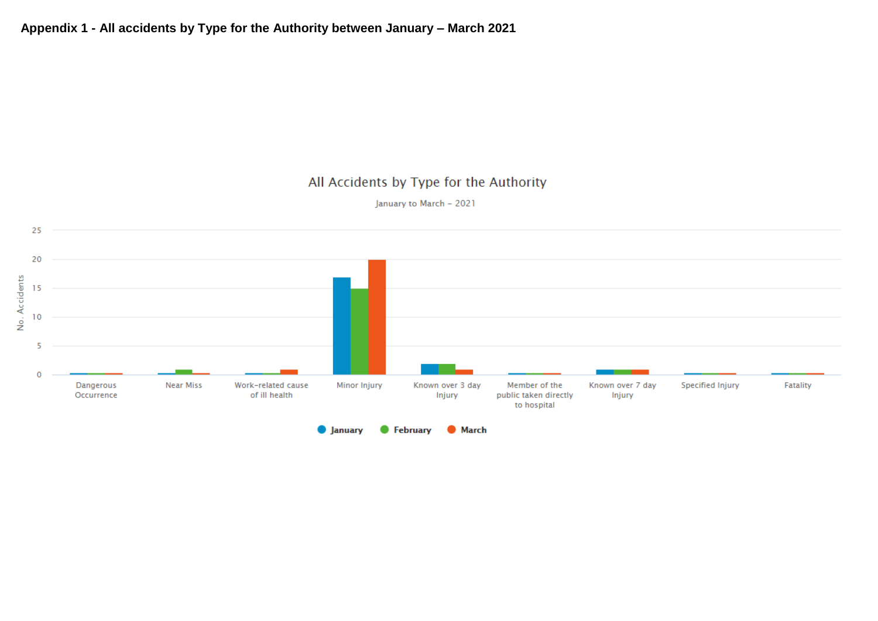**Appendix 1 - All accidents by Type for the Authority between January – March 2021**

All Accidents by Type for the Authority

January to March – 2021

No. Accidents

25
20
15
10
5
0

Dangerous Occurrence | Near Miss | Work-related cause of ill health | Minor Injury | Known over 3 day Injury | Member of the public taken directly to hospital | Known over 7 day Injury | Specified Injury | Fatality

January   February   March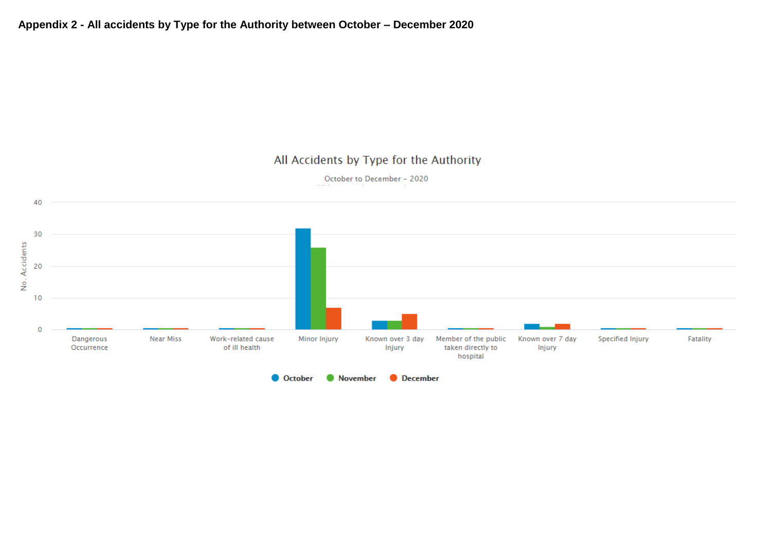**Appendix 2 - All accidents by Type for the Authority between October – December 2020**

All Accidents by Type for the Authority

October to December - 2020

| Type | October | November | December |
| --- | --- | --- | --- |
| Dangerous Occurrence | 0 | 0 | 0 |
| Near Miss | 0 | 0 | 0 |
| Work-related cause of ill health | 0 | 0 | 0 |
| Minor Injury | 32 | 26 | 7 |
| Known over 3 day Injury | 3 | 3 | 5 |
| Member of the public taken directly to hospital | 0 | 0 | 0 |
| Known over 7 day Injury | 2 | 1 | 2 |
| Specified Injury | 0 | 0 | 0 |
| Fatality | 0 | 0 | 0 |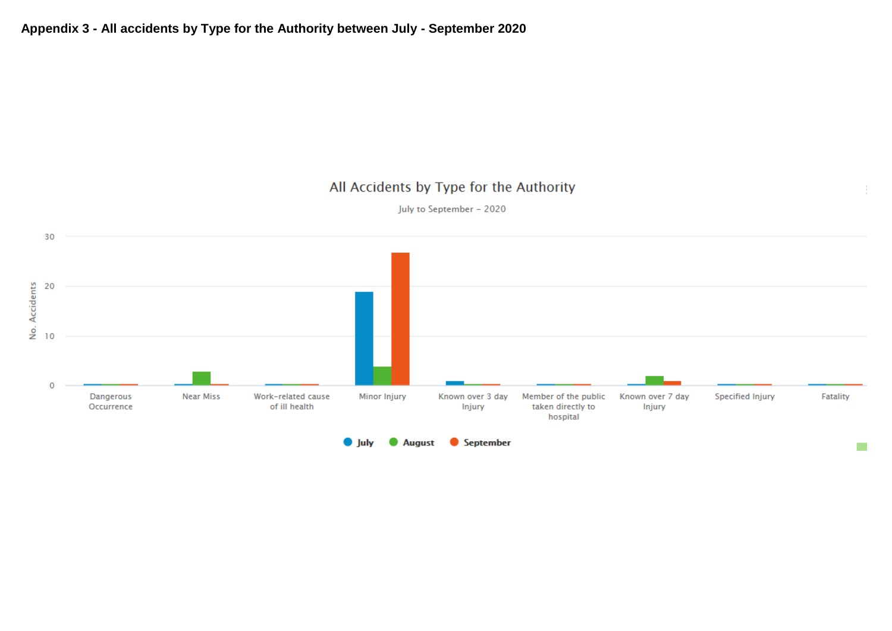**Appendix 3 - All accidents by Type for the Authority between July - September 2020**

All Accidents by Type for the Authority

July to September – 2020

| Type | July | August | September |
| --- | --- | --- | --- |
| Dangerous Occurrence | 0 | 0 | 0 |
| Near Miss | 0 | 3 | 0 |
| Work-related cause of ill health | 0 | 0 | 0 |
| Minor Injury | 19 | 4 | 27 |
| Known over 3 day Injury | 1 | 0 | 0 |
| Member of the public taken directly to hospital | 0 | 0 | 0 |
| Known over 7 day Injury | 0 | 2 | 1 |
| Specified Injury | 0 | 0 | 0 |
| Fatality | 0 | 0 | 0 |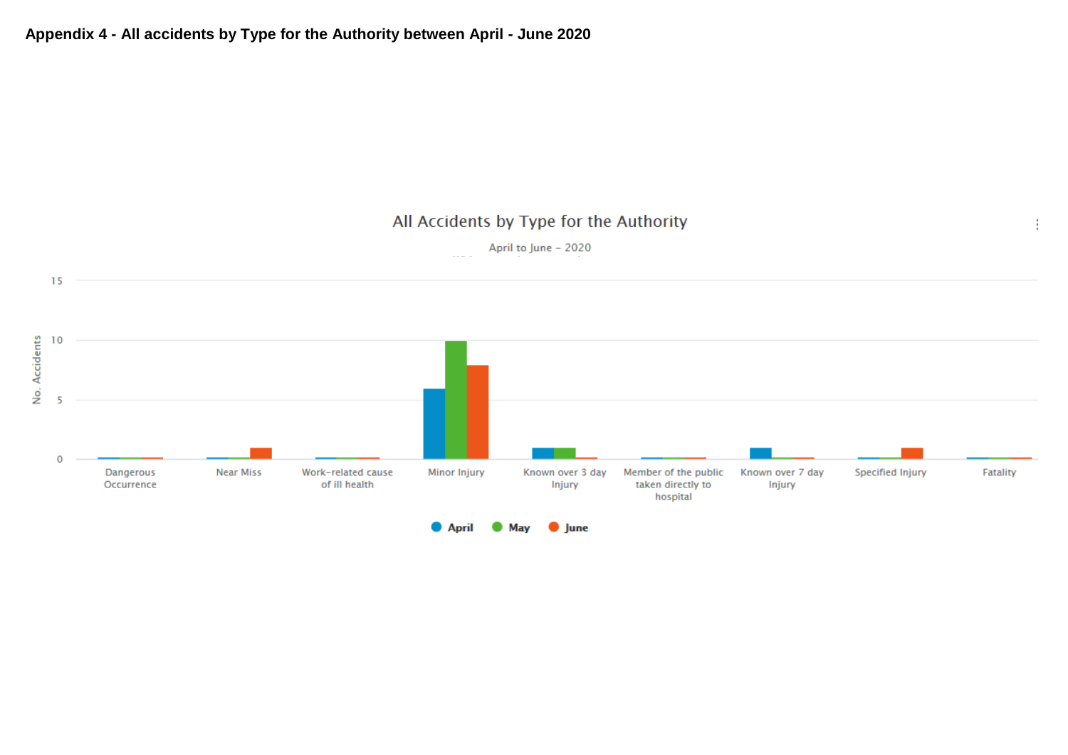**Appendix 4 - All accidents by Type for the Authority between April - June 2020**

All Accidents by Type for the Authority

April to June – 2020

| Type | April | May | June |
|---|---|---|---|
| Dangerous Occurrence | 0 | 0 | 0 |
| Near Miss | 0 | 0 | 1 |
| Work-related cause of ill health | 0 | 0 | 0 |
| Minor Injury | 6 | 10 | 8 |
| Known over 3 day Injury | 1 | 1 | 0 |
| Member of the public taken directly to hospital | 0 | 0 | 0 |
| Known over 7 day Injury | 1 | 0 | 0 |
| Specified Injury | 0 | 0 | 1 |
| Fatality | 0 | 0 | 0 |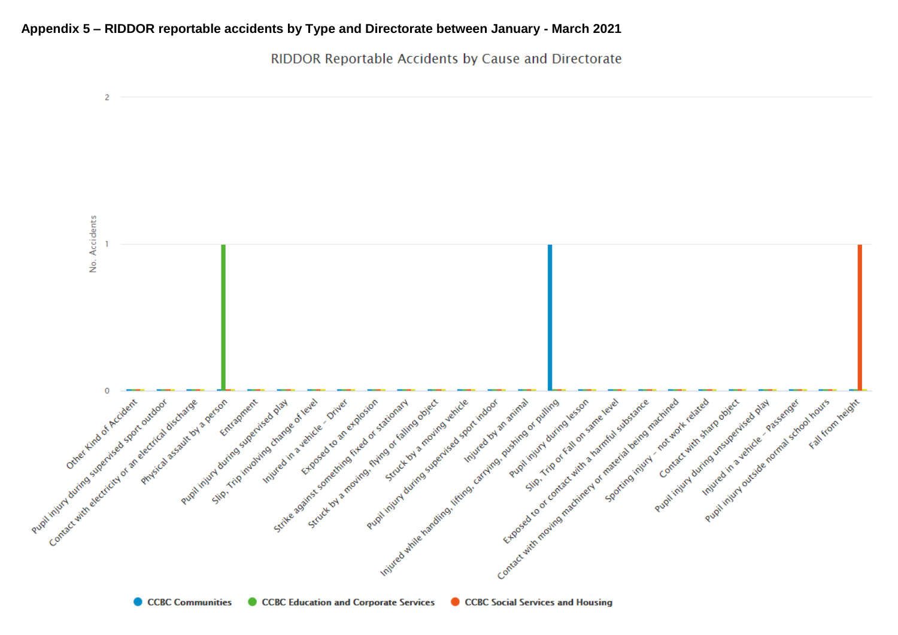**Appendix 5 – RIDDOR reportable accidents by Type and Directorate between January - March 2021**

RIDDOR Reportable Accidents by Cause and Directorate

No. Accidents

2

1

0

Other Kind of Accident

Pupil injury during supervised sport outdoor

Contact with electricity or an electrical discharge

Physical assault by a person

Entrapment

Pupil injury during supervised play

Slip, Trip involving change of level

Injured in a vehicle - Driver

Exposed to an explosion

Strike against something fixed or stationary

Struck by a moving, flying or falling object

Struck by a moving vehicle

Pupil injury during supervised sport indoor

Injured by an animal

Injured while handling, lifting, carrying, pushing or pulling

Pupil injury during lesson

Slip, Trip or Fall on same level

Exposed to or contact with a harmful substance

Contact with moving machinery or material being machined

Sporting injury - not work related

Contact with sharp object

Pupil injury during unsupervised play

Injured in a vehicle - Passenger

Pupil injury outside normal school hours

Fall from height

CCBC Communities | CCBC Education and Corporate Services | CCBC Social Services and Housing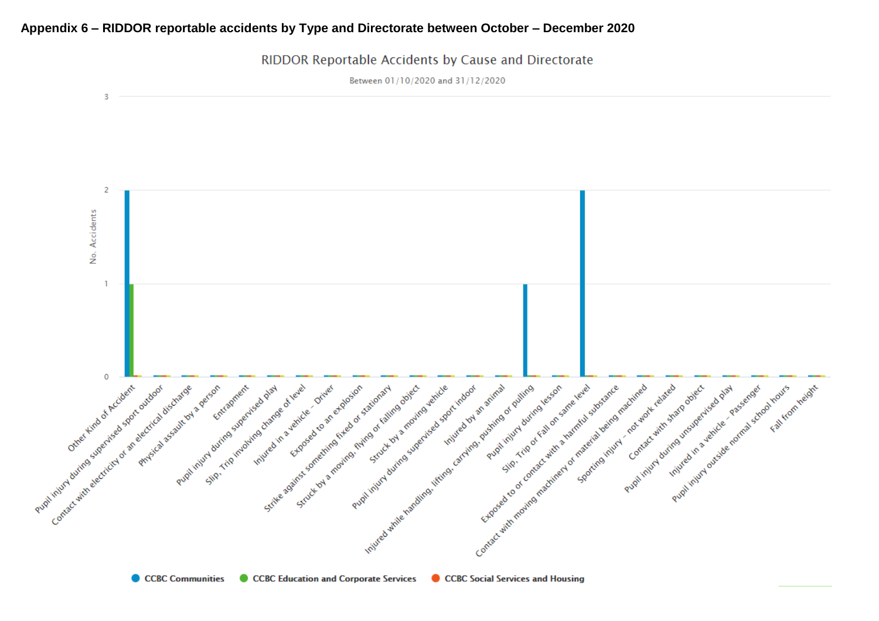## Appendix 6 – RIDDOR reportable accidents by Type and Directorate between October – December 2020

RIDDOR Reportable Accidents by Cause and Directorate

Between 01/10/2020 and 31/12/2020

| Cause | CCBC Communities | CCBC Education and Corporate Services | CCBC Social Services and Housing |
|---|---|---|---|
| Other Kind of Accident | 2 | 1 | 0 |
| Pupil injury during supervised sport outdoor | 0 | 0 | 0 |
| Contact with electricity or an electrical discharge | 0 | 0 | 0 |
| Physical assault by a person | 0 | 0 | 0 |
| Entrapment | 0 | 0 | 0 |
| Pupil injury during supervised play | 0 | 0 | 0 |
| Slip, Trip involving change of level | 0 | 0 | 0 |
| Injured in a vehicle - Driver | 0 | 0 | 0 |
| Exposed to an explosion | 0 | 0 | 0 |
| Strike against something fixed or stationary | 0 | 0 | 0 |
| Struck by a moving, flying or falling object | 0 | 0 | 0 |
| Struck by a moving vehicle | 0 | 0 | 0 |
| Pupil injury during supervised sport indoor | 0 | 0 | 0 |
| Injured by an animal | 0 | 0 | 0 |
| Injured while handling, lifting, carrying, pushing or pulling | 1 | 0 | 0 |
| Pupil injury during lesson | 0 | 0 | 0 |
| Slip, Trip or Fall on same level | 2 | 0 | 0 |
| Exposed to or contact with a harmful substance | 0 | 0 | 0 |
| Contact with moving machinery or material being machined | 0 | 0 | 0 |
| Sporting injury – not work related | 0 | 0 | 0 |
| Contact with sharp object | 0 | 0 | 0 |
| Pupil injury during unsupervised play | 0 | 0 | 0 |
| Injured in a vehicle - Passenger | 0 | 0 | 0 |
| Pupil injury outside normal school hours | 0 | 0 | 0 |
| Fall from height | 0 | 0 | 0 |

No. Accidents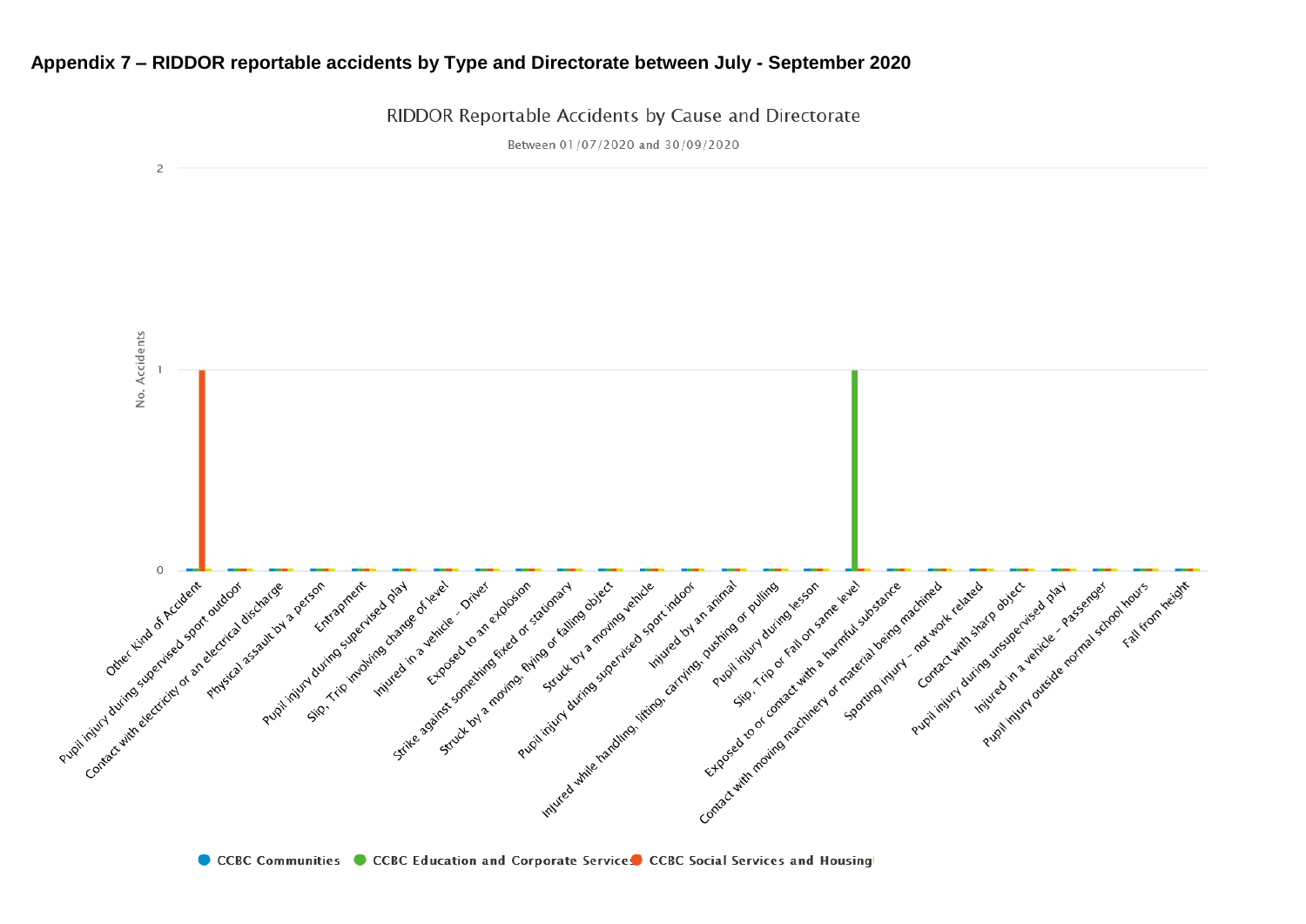# Appendix 7 – RIDDOR reportable accidents by Type and Directorate between July - September 2020

RIDDOR Reportable Accidents by Cause and Directorate

Between 01/07/2020 and 30/09/2020

| Cause | CCBC Communities | CCBC Education and Corporate Services | CCBC Social Services and Housing |
|---|---|---|---|
| Other Kind of Accident | 0 | 0 | 1 |
| Pupil injury during supervised sport outdoor | 0 | 0 | 0 |
| Contact with electricity or an electrical discharge | 0 | 0 | 0 |
| Physical assault by a person | 0 | 0 | 0 |
| Entrapment | 0 | 0 | 0 |
| Pupil injury during supervised play | 0 | 0 | 0 |
| Slip, Trip involving change of level | 0 | 0 | 0 |
| Injured in a vehicle - Driver | 0 | 0 | 0 |
| Exposed to an explosion | 0 | 0 | 0 |
| Strike against something fixed or stationary | 0 | 0 | 0 |
| Struck by a moving, flying or falling object | 0 | 0 | 0 |
| Struck by a moving vehicle | 0 | 0 | 0 |
| Pupil injury during supervised sport indoor | 0 | 0 | 0 |
| Injured by an animal | 0 | 0 | 0 |
| Injured while handling, lifting, carrying, pushing or pulling | 0 | 0 | 0 |
| Pupil injury during lesson | 0 | 0 | 0 |
| Slip, Trip or Fall on same level | 0 | 1 | 0 |
| Exposed to or contact with a harmful substance | 0 | 0 | 0 |
| Contact with moving machinery or material being machined | 0 | 0 | 0 |
| Sporting injury - not work related | 0 | 0 | 0 |
| Contact with sharp object | 0 | 0 | 0 |
| Pupil injury during unsupervised play | 0 | 0 | 0 |
| Injured in a vehicle - Passenger | 0 | 0 | 0 |
| Pupil injury outside normal school hours | 0 | 0 | 0 |
| Fall from height | 0 | 0 | 0 |

Y-axis: No. Accidents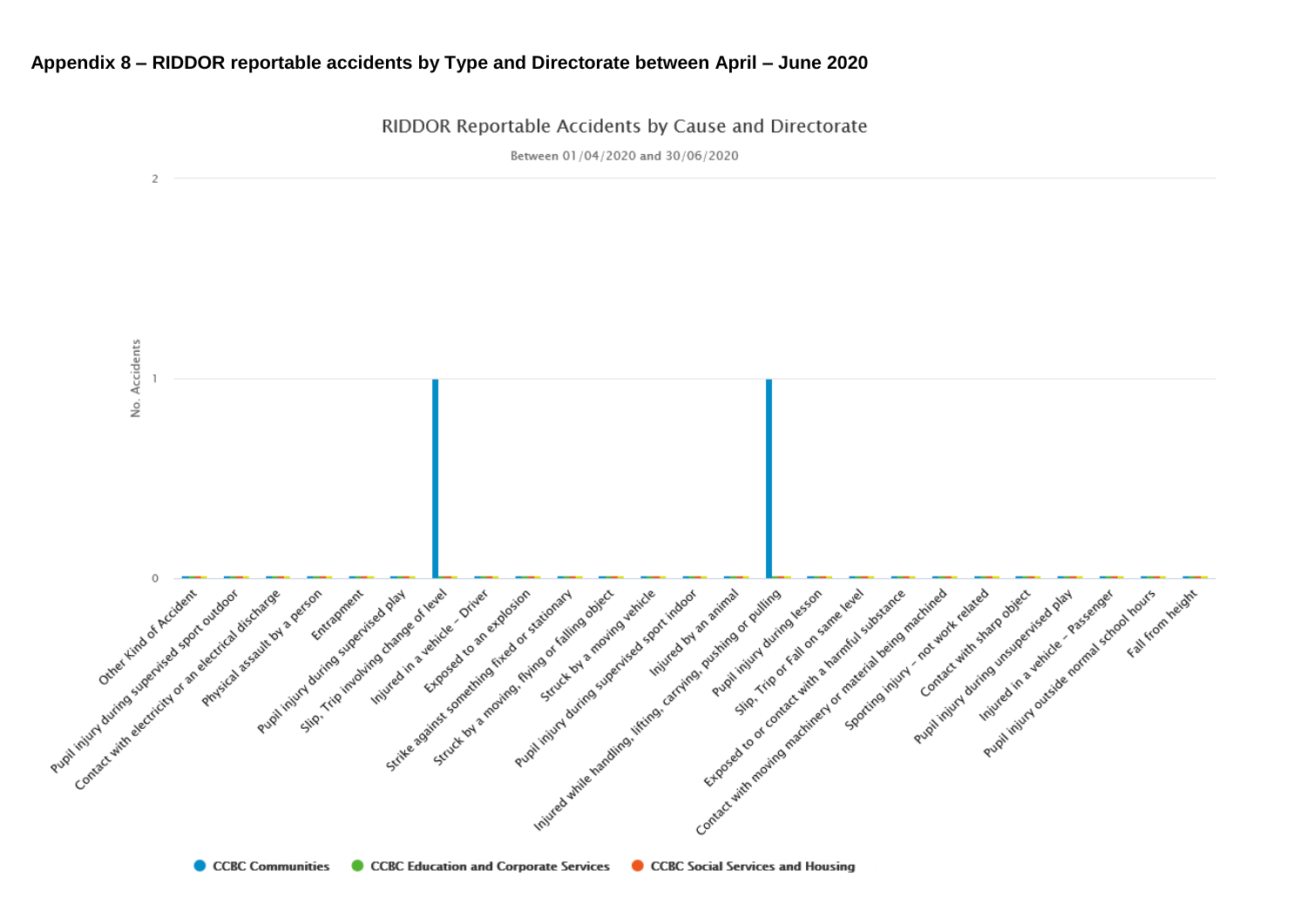**Appendix 8 – RIDDOR reportable accidents by Type and Directorate between April – June 2020**

RIDDOR Reportable Accidents by Cause and Directorate

Between 01/04/2020 and 30/06/2020

| Cause | CCBC Communities | CCBC Education and Corporate Services | CCBC Social Services and Housing |
|---|---|---|---|
| Other Kind of Accident | 0 | 0 | 0 |
| Pupil injury during supervised sport outdoor | 0 | 0 | 0 |
| Contact with electricity or an electrical discharge | 0 | 0 | 0 |
| Physical assault by a person | 0 | 0 | 0 |
| Entrapment | 0 | 0 | 0 |
| Pupil injury during supervised play | 0 | 0 | 0 |
| Slip, Trip involving change of level | 1 | 0 | 0 |
| Injured in a vehicle – Driver | 0 | 0 | 0 |
| Exposed to an explosion | 0 | 0 | 0 |
| Strike against something fixed or stationary | 0 | 0 | 0 |
| Struck by a moving, flying or falling object | 0 | 0 | 0 |
| Struck by a moving vehicle | 0 | 0 | 0 |
| Pupil injury during supervised sport indoor | 0 | 0 | 0 |
| Injured by an animal | 0 | 0 | 0 |
| Injured while handling, lifting, carrying, pushing or pulling | 1 | 0 | 0 |
| Pupil injury during lesson | 0 | 0 | 0 |
| Slip, Trip or Fall on same level | 0 | 0 | 0 |
| Exposed to or contact with a harmful substance | 0 | 0 | 0 |
| Contact with moving machinery or material being machined | 0 | 0 | 0 |
| Sporting injury – not work related | 0 | 0 | 0 |
| Contact with sharp object | 0 | 0 | 0 |
| Pupil injury during unsupervised play | 0 | 0 | 0 |
| Injured in a vehicle – Passenger | 0 | 0 | 0 |
| Pupil injury outside normal school hours | 0 | 0 | 0 |
| Fall from height | 0 | 0 | 0 |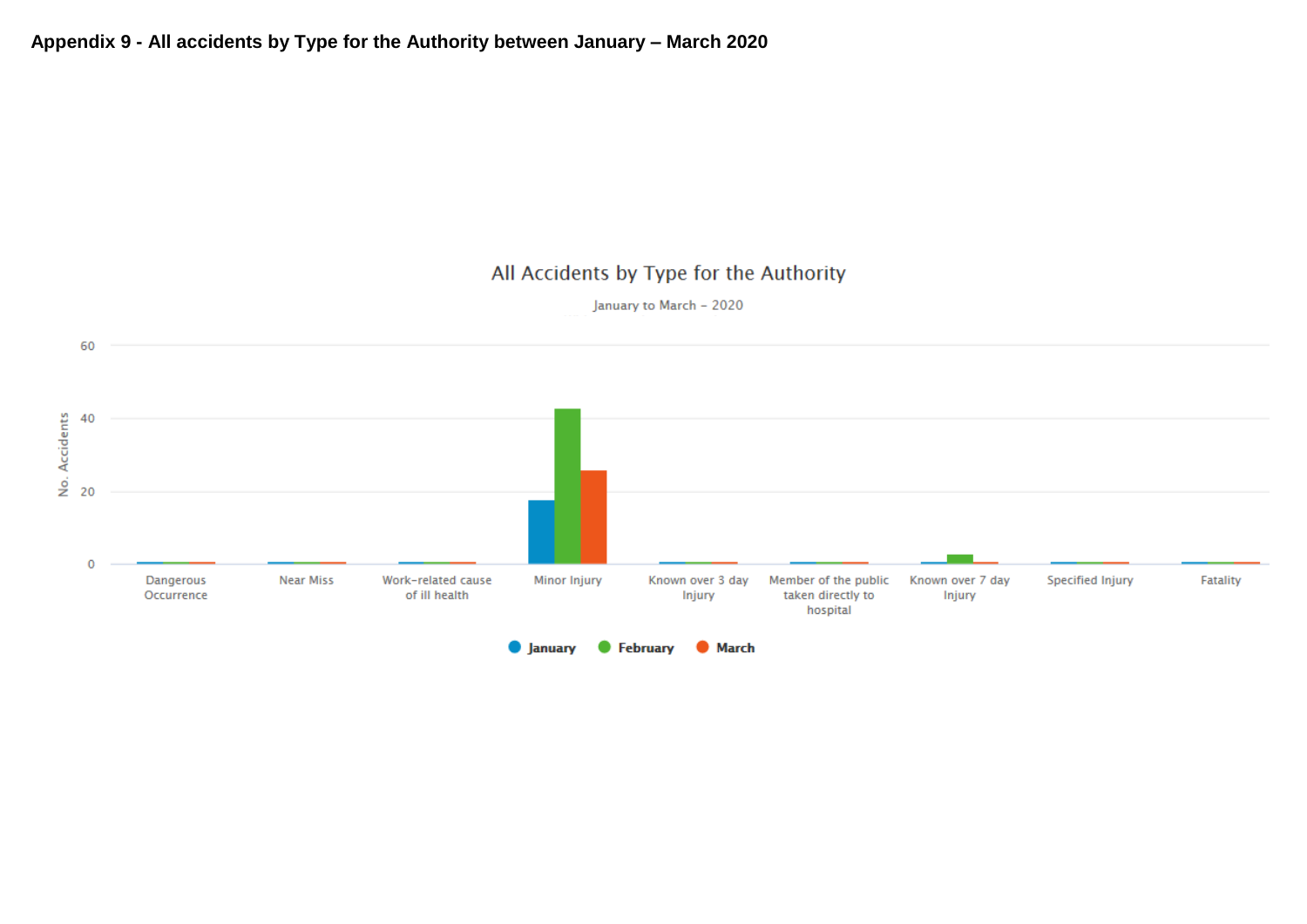**Appendix 9 - All accidents by Type for the Authority between January – March 2020**

All Accidents by Type for the Authority

January to March – 2020

No. Accidents

60

40

20

0

Dangerous Occurrence

Near Miss

Work-related cause of ill health

Minor Injury

Known over 3 day Injury

Member of the public taken directly to hospital

Known over 7 day Injury

Specified Injury

Fatality

January February March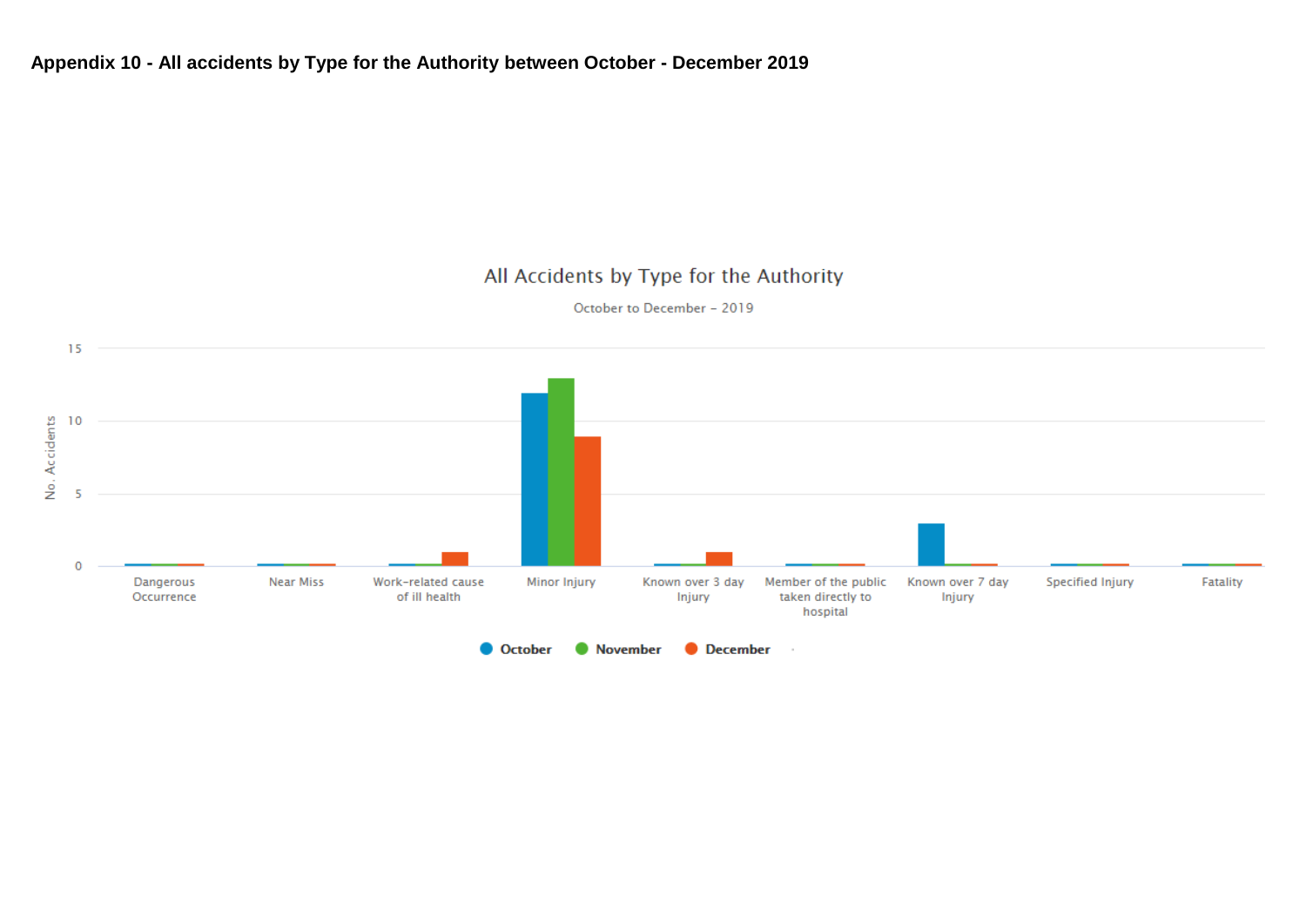**Appendix 10 - All accidents by Type for the Authority between October - December 2019**

All Accidents by Type for the Authority

October to December – 2019

| Type | October | November | December |
|---|---|---|---|
| Dangerous Occurrence | 0 | 0 | 0 |
| Near Miss | 0 | 0 | 0 |
| Work-related cause of ill health | 0 | 0 | 1 |
| Minor Injury | 12 | 13 | 9 |
| Known over 3 day Injury | 0 | 0 | 1 |
| Member of the public taken directly to hospital | 0 | 0 | 0 |
| Known over 7 day Injury | 3 | 0 | 0 |
| Specified Injury | 0 | 0 | 0 |
| Fatality | 0 | 0 | 0 |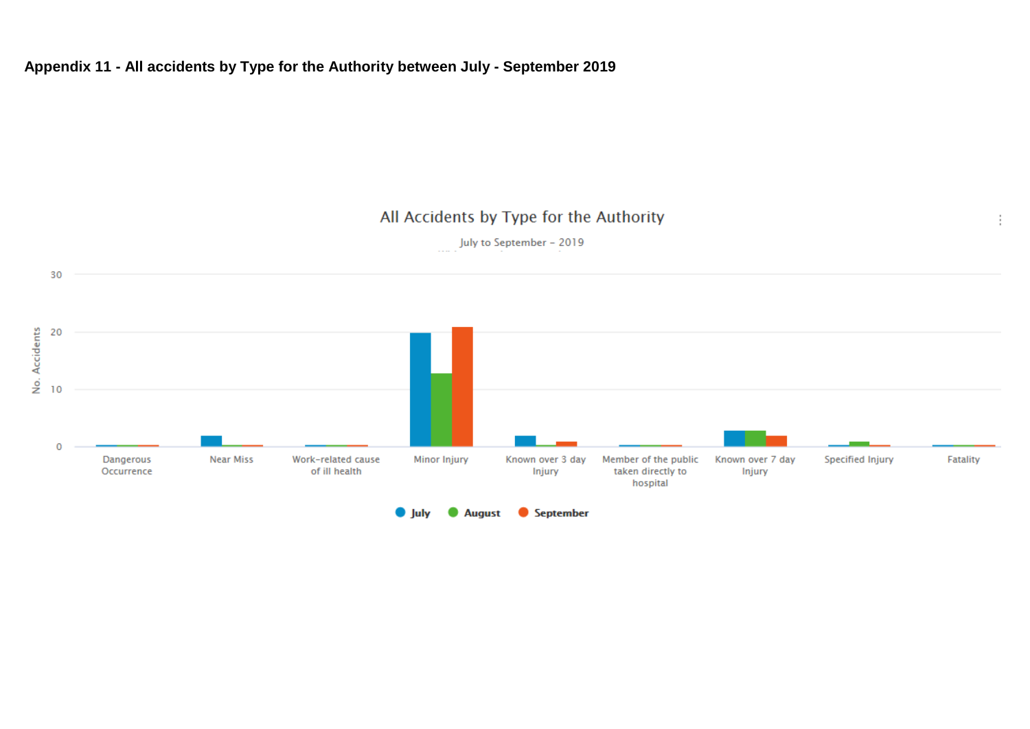**Appendix 11 - All accidents by Type for the Authority between July - September 2019**

All Accidents by Type for the Authority

July to September – 2019

No. Accidents

30

20

10

0

Dangerous Occurrence | Near Miss | Work-related cause of ill health | Minor Injury | Known over 3 day Injury | Member of the public taken directly to hospital | Known over 7 day Injury | Specified Injury | Fatality

July | August | September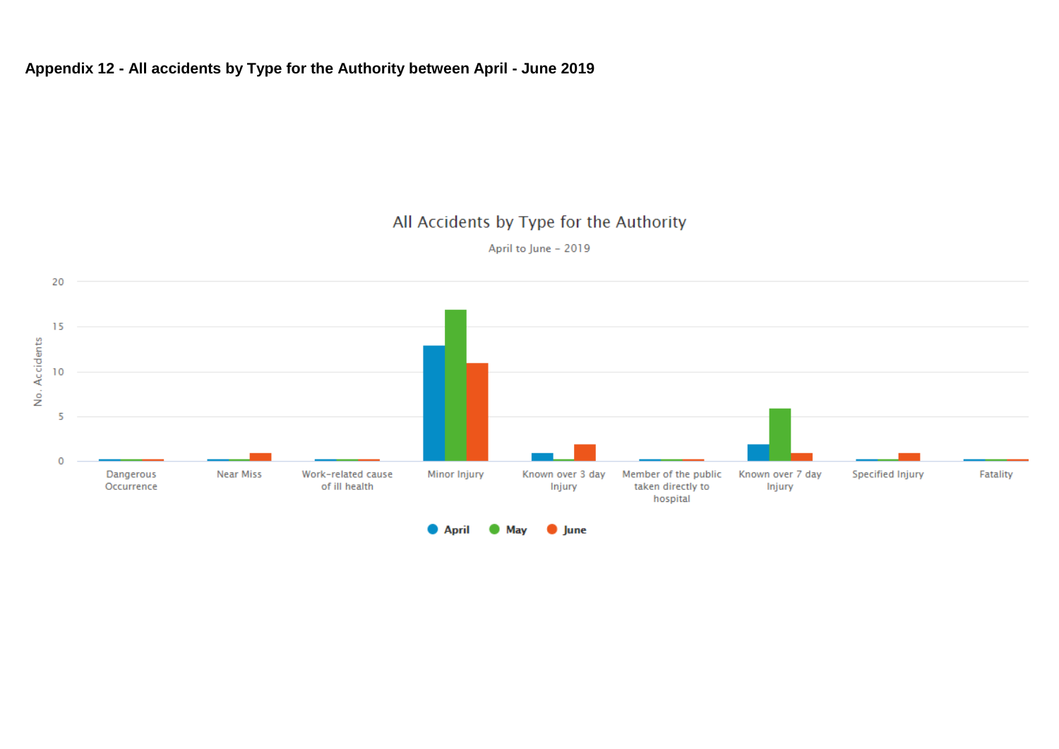**Appendix 12 - All accidents by Type for the Authority between April - June 2019**

All Accidents by Type for the Authority

April to June – 2019

| Type | April | May | June |
|---|---|---|---|
| Dangerous Occurrence | 0 | 0 | 0 |
| Near Miss | 0 | 0 | 1 |
| Work-related cause of ill health | 0 | 0 | 0 |
| Minor Injury | 13 | 17 | 11 |
| Known over 3 day Injury | 1 | 0 | 2 |
| Member of the public taken directly to hospital | 0 | 0 | 0 |
| Known over 7 day Injury | 2 | 6 | 1 |
| Specified Injury | 0 | 0 | 1 |
| Fatality | 0 | 0 | 0 |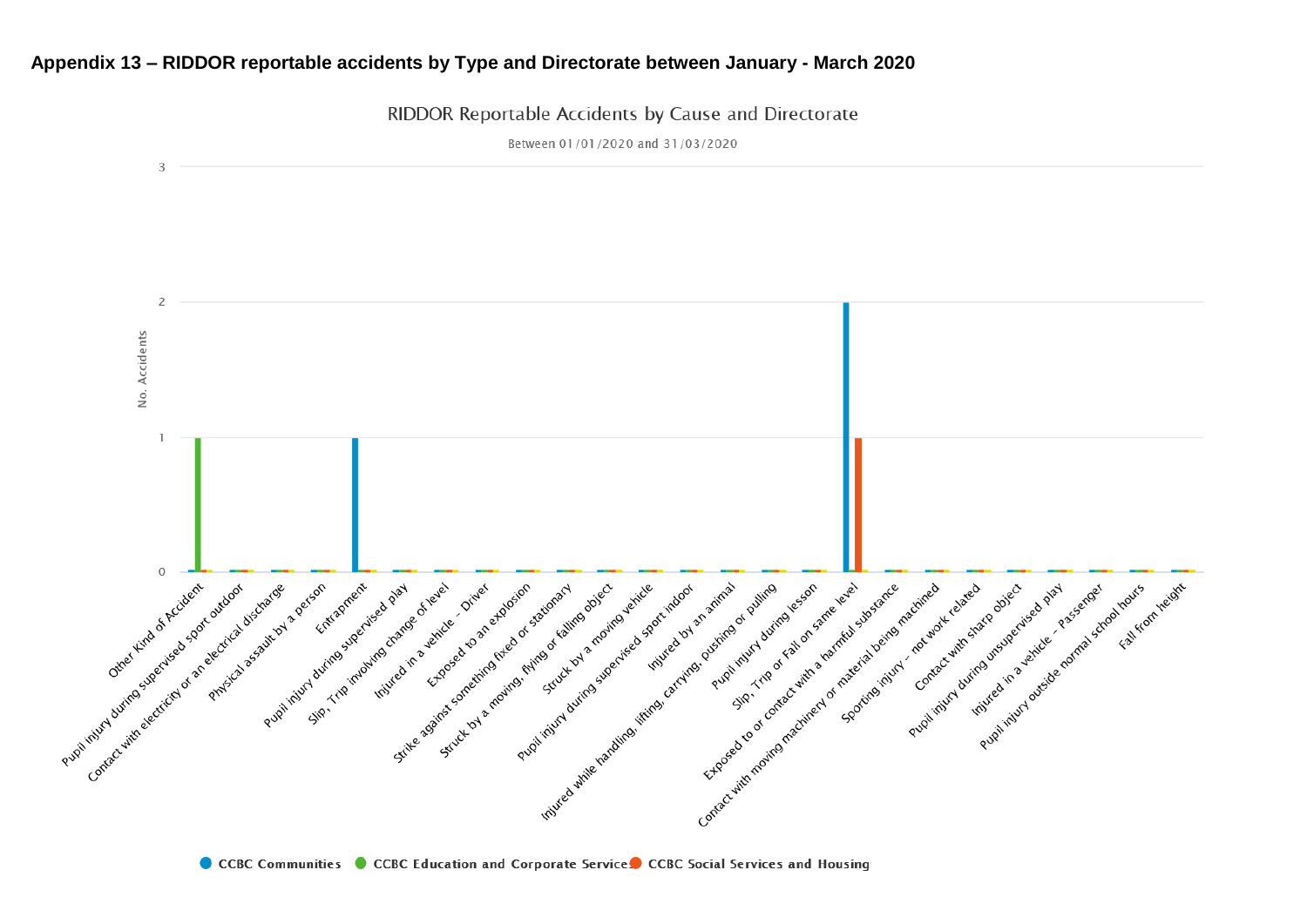**Appendix 13 – RIDDOR reportable accidents by Type and Directorate between January - March 2020**

RIDDOR Reportable Accidents by Cause and Directorate

Between 01/01/2020 and 31/03/2020

| Cause | CCBC Communities | CCBC Education and Corporate Services | CCBC Social Services and Housing |
|---|---|---|---|
| Other Kind of Accident | 0 | 1 | 0 |
| Pupil injury during supervised sport outdoor | 0 | 0 | 0 |
| Contact with electricity or an electrical discharge | 0 | 0 | 0 |
| Physical assault by a person | 0 | 0 | 0 |
| Entrapment | 1 | 0 | 0 |
| Pupil injury during supervised play | 0 | 0 | 0 |
| Slip, Trip involving change of level | 0 | 0 | 0 |
| Injured in a vehicle - Driver | 0 | 0 | 0 |
| Exposed to an explosion | 0 | 0 | 0 |
| Strike against something fixed or stationary | 0 | 0 | 0 |
| Struck by a moving, flying or falling object | 0 | 0 | 0 |
| Struck by a moving vehicle | 0 | 0 | 0 |
| Pupil injury during supervised sport indoor | 0 | 0 | 0 |
| Injured by an animal | 0 | 0 | 0 |
| Injured while handling, lifting, carrying, pushing or pulling | 0 | 0 | 0 |
| Pupil injury during lesson | 0 | 0 | 0 |
| Slip, Trip or Fall on same level | 2 | 0 | 1 |
| Exposed to or contact with a harmful substance | 0 | 0 | 0 |
| Contact with moving machinery or material being machined | 0 | 0 | 0 |
| Sporting injury - not work related | 0 | 0 | 0 |
| Contact with sharp object | 0 | 0 | 0 |
| Pupil injury during unsupervised play | 0 | 0 | 0 |
| Injured in a vehicle - Passenger | 0 | 0 | 0 |
| Pupil injury outside normal school hours | 0 | 0 | 0 |
| Fall from height | 0 | 0 | 0 |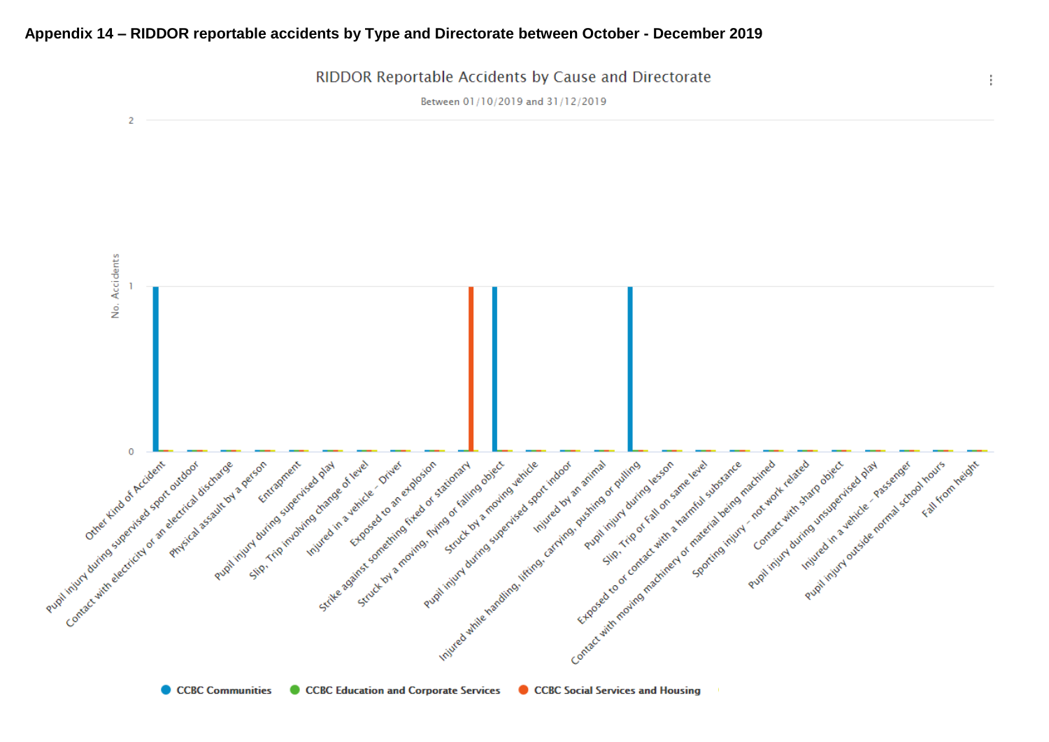**Appendix 14 – RIDDOR reportable accidents by Type and Directorate between October - December 2019**

RIDDOR Reportable Accidents by Cause and Directorate

Between 01/10/2019 and 31/12/2019

| Cause | CCBC Communities | CCBC Education and Corporate Services | CCBC Social Services and Housing |
|---|---|---|---|
| Other Kind of Accident | 1 | 0 | 0 |
| Pupil injury during supervised sport outdoor | 0 | 0 | 0 |
| Contact with electricity or an electrical discharge | 0 | 0 | 0 |
| Physical assault by a person | 0 | 0 | 0 |
| Entrapment | 0 | 0 | 0 |
| Pupil injury during supervised play | 0 | 0 | 0 |
| Slip, Trip involving change of level | 0 | 0 | 0 |
| Injured in a vehicle – Driver | 0 | 0 | 0 |
| Exposed to an explosion | 0 | 0 | 0 |
| Strike against something fixed or stationary | 0 | 0 | 1 |
| Struck by a moving, flying or falling object | 1 | 0 | 0 |
| Struck by a moving vehicle | 0 | 0 | 0 |
| Pupil injury during supervised sport indoor | 0 | 0 | 0 |
| Injured by an animal | 0 | 0 | 0 |
| Injured while handling, lifting, carrying, pushing or pulling | 1 | 0 | 0 |
| Pupil injury during lesson | 0 | 0 | 0 |
| Slip, Trip or Fall on same level | 0 | 0 | 0 |
| Exposed to or contact with a harmful substance | 0 | 0 | 0 |
| Contact with moving machinery or material being machined | 0 | 0 | 0 |
| Sporting injury – not work related | 0 | 0 | 0 |
| Contact with sharp object | 0 | 0 | 0 |
| Pupil injury during unsupervised play | 0 | 0 | 0 |
| Injured in a vehicle – Passenger | 0 | 0 | 0 |
| Pupil injury outside normal school hours | 0 | 0 | 0 |
| Fall from height | 0 | 0 | 0 |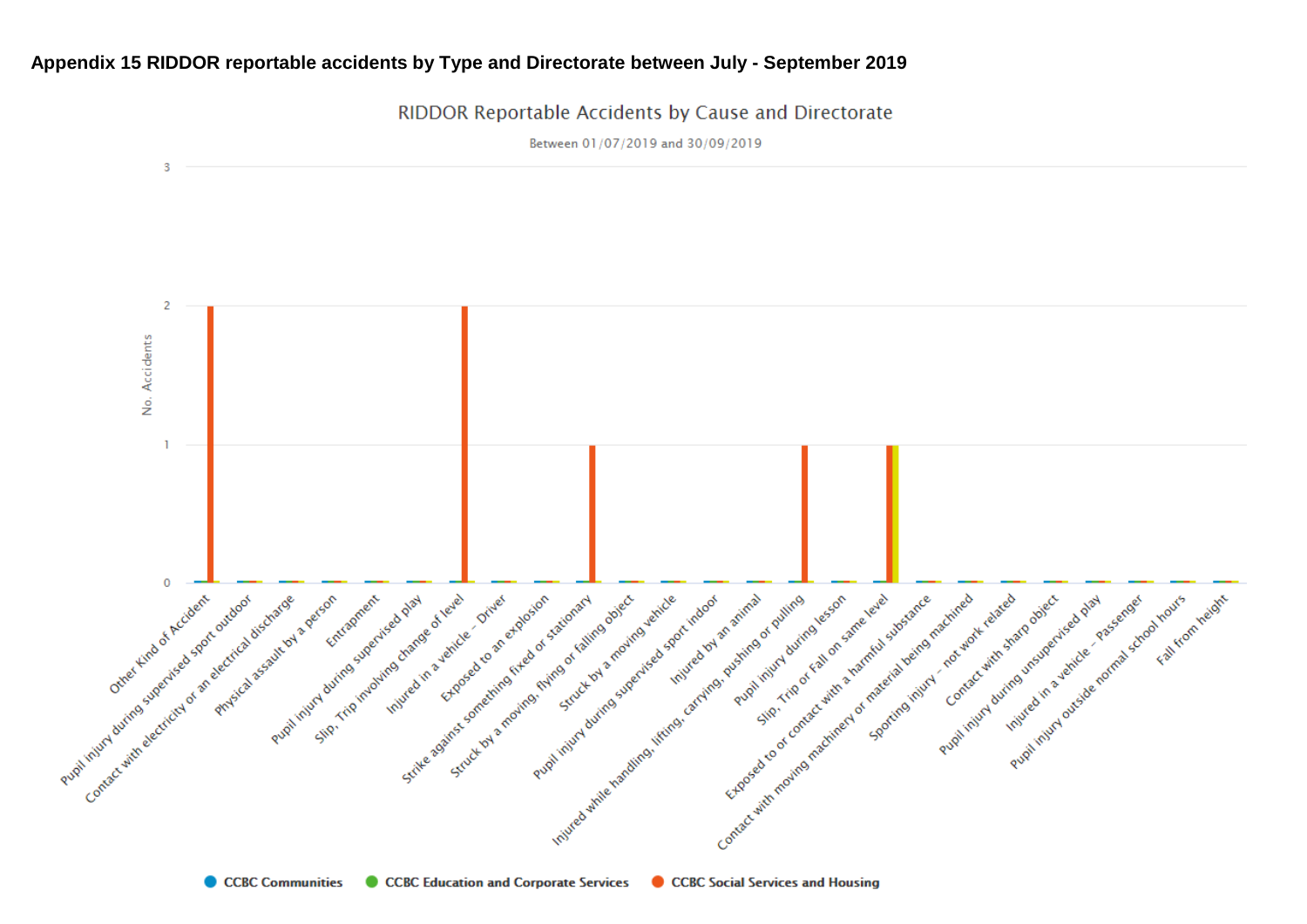**Appendix 15 RIDDOR reportable accidents by Type and Directorate between July - September 2019**

RIDDOR Reportable Accidents by Cause and Directorate

Between 01/07/2019 and 30/09/2019

| Cause | CCBC Communities | CCBC Education and Corporate Services | CCBC Social Services and Housing |
|---|---|---|---|
| Other Kind of Accident | 0 | 0 | 2 |
| Pupil injury during supervised sport outdoor | 0 | 0 | 0 |
| Contact with electricity or an electrical discharge | 0 | 0 | 0 |
| Physical assault by a person | 0 | 0 | 0 |
| Entrapment | 0 | 0 | 0 |
| Pupil injury during supervised play | 0 | 0 | 0 |
| Slip, Trip involving change of level | 0 | 0 | 2 |
| Injured in a vehicle - Driver | 0 | 0 | 0 |
| Exposed to an explosion | 0 | 0 | 0 |
| Strike against something fixed or stationary | 0 | 0 | 1 |
| Struck by a moving, flying or falling object | 0 | 0 | 0 |
| Struck by a moving vehicle | 0 | 0 | 0 |
| Pupil injury during supervised sport indoor | 0 | 0 | 0 |
| Injured by an animal | 0 | 0 | 0 |
| Injured while handling, lifting, carrying, pushing or pulling | 0 | 0 | 1 |
| Pupil injury during lesson | 0 | 0 | 0 |
| Slip, Trip or Fall on same level | 0 | 0 | 1 |
| Exposed to or contact with a harmful substance | 0 | 0 | 0 |
| Contact with moving machinery or material being machined | 0 | 0 | 0 |
| Sporting injury - not work related | 0 | 0 | 0 |
| Contact with sharp object | 0 | 0 | 0 |
| Pupil injury during unsupervised play | 0 | 0 | 0 |
| Injured in a vehicle - Passenger | 0 | 0 | 0 |
| Pupil injury outside normal school hours | 0 | 0 | 0 |
| Fall from height | 0 | 0 | 0 |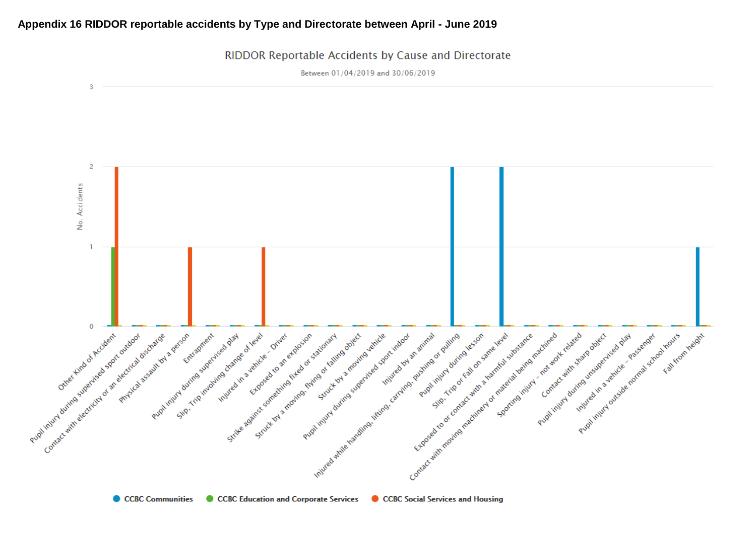**Appendix 16 RIDDOR reportable accidents by Type and Directorate between April - June 2019**

RIDDOR Reportable Accidents by Cause and Directorate

Between 01/04/2019 and 30/06/2019

No. Accidents

3

2

1

0

Other Kind of Accident
Pupil injury during supervised sport outdoor
Contact with electricity or an electrical discharge
Physical assault by a person
Entrapment
Pupil injury during supervised play
Slip, Trip involving change of level
Injured in a vehicle – Driver
Exposed to an explosion
Strike against something fixed or stationary
Struck by a moving, flying or falling object
Struck by a moving vehicle
Pupil injury during supervised sport indoor
Injured by an animal
Injured while handling, lifting, carrying, pushing or pulling
Pupil injury during lesson
Slip, Trip or Fall on same level
Exposed to or contact with a harmful substance
Contact with moving machinery or material being machined
Sporting injury – not work related
Contact with sharp object
Pupil injury during unsupervised play
Injured in a vehicle – Passenger
Pupil injury outside normal school hours
Fall from height

CCBC Communities
CCBC Education and Corporate Services
CCBC Social Services and Housing